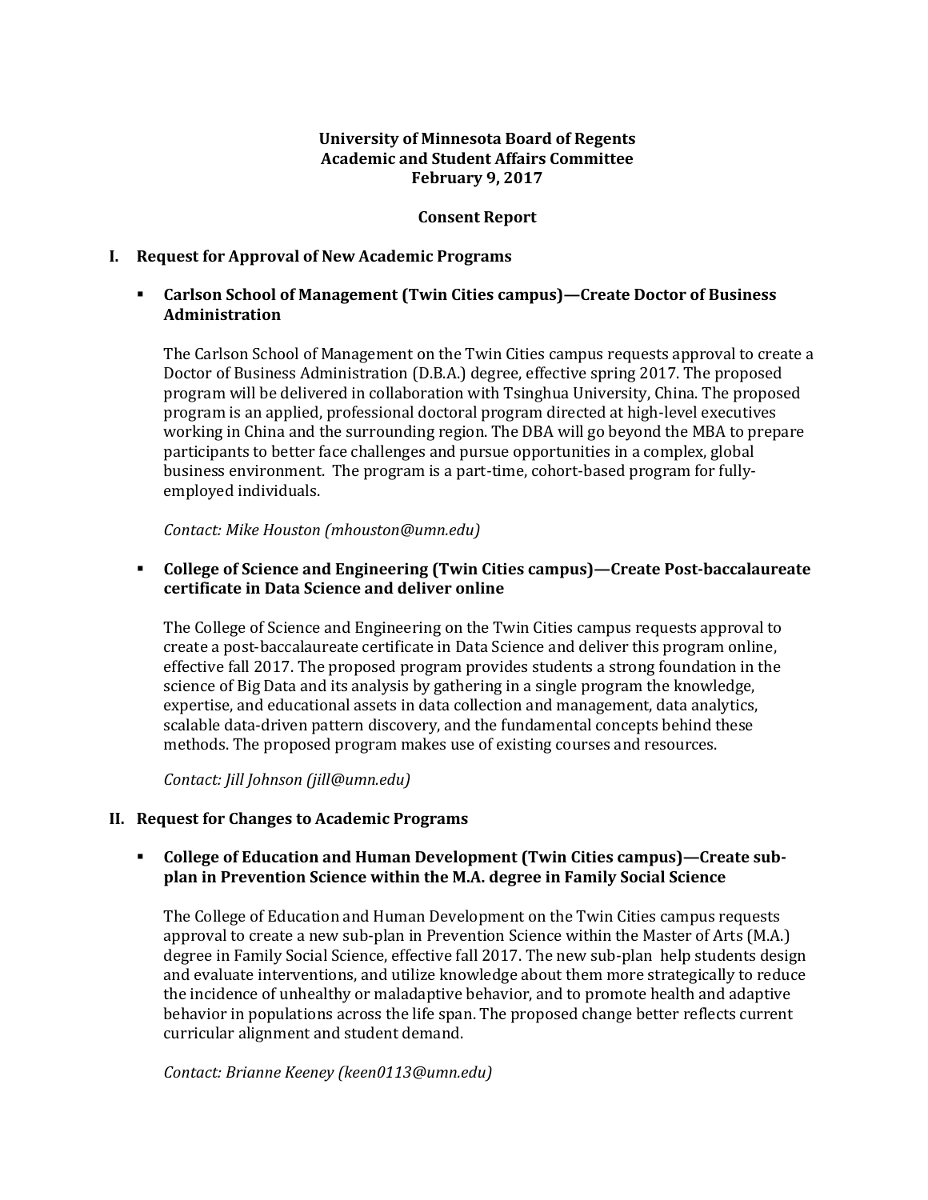**University of Minnesota Board of Regents**
**Academic and Student Affairs Committee**
**February 9, 2017**

**Consent Report**

## I. Request for Approval of New Academic Programs

- **Carlson School of Management (Twin Cities campus)—Create Doctor of Business Administration**

  The Carlson School of Management on the Twin Cities campus requests approval to create a Doctor of Business Administration (D.B.A.) degree, effective spring 2017. The proposed program will be delivered in collaboration with Tsinghua University, China. The proposed program is an applied, professional doctoral program directed at high-level executives working in China and the surrounding region. The DBA will go beyond the MBA to prepare participants to better face challenges and pursue opportunities in a complex, global business environment. The program is a part-time, cohort-based program for fully-employed individuals.

  *Contact: Mike Houston (mhouston@umn.edu)*

- **College of Science and Engineering (Twin Cities campus)—Create Post-baccalaureate certificate in Data Science and deliver online**

  The College of Science and Engineering on the Twin Cities campus requests approval to create a post-baccalaureate certificate in Data Science and deliver this program online, effective fall 2017. The proposed program provides students a strong foundation in the science of Big Data and its analysis by gathering in a single program the knowledge, expertise, and educational assets in data collection and management, data analytics, scalable data-driven pattern discovery, and the fundamental concepts behind these methods. The proposed program makes use of existing courses and resources.

  *Contact: Jill Johnson (jill@umn.edu)*

## II. Request for Changes to Academic Programs

- **College of Education and Human Development (Twin Cities campus)—Create sub-plan in Prevention Science within the M.A. degree in Family Social Science**

  The College of Education and Human Development on the Twin Cities campus requests approval to create a new sub-plan in Prevention Science within the Master of Arts (M.A.) degree in Family Social Science, effective fall 2017. The new sub-plan help students design and evaluate interventions, and utilize knowledge about them more strategically to reduce the incidence of unhealthy or maladaptive behavior, and to promote health and adaptive behavior in populations across the life span. The proposed change better reflects current curricular alignment and student demand.

  *Contact: Brianne Keeney (keen0113@umn.edu)*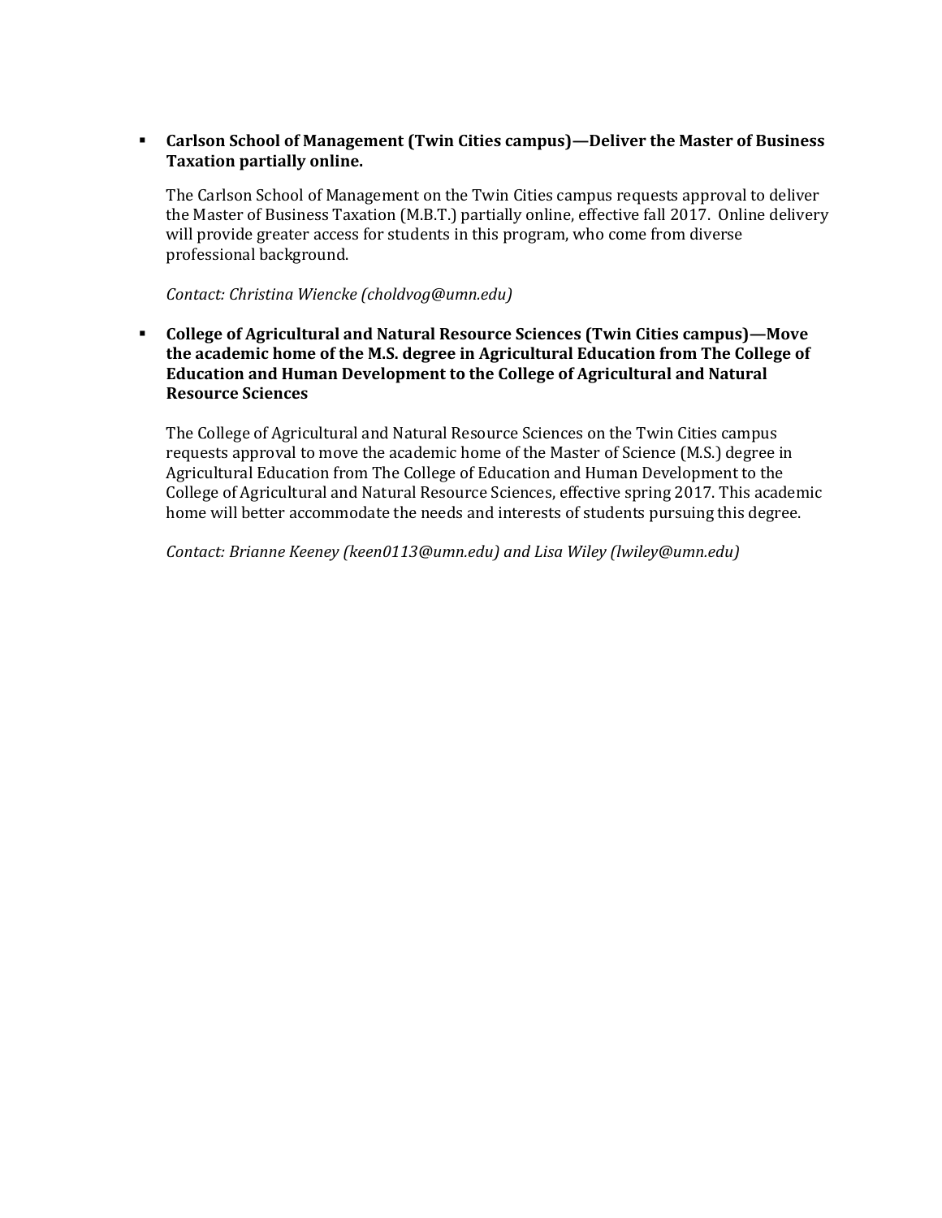- **Carlson School of Management (Twin Cities campus)—Deliver the Master of Business Taxation partially online.**

  The Carlson School of Management on the Twin Cities campus requests approval to deliver the Master of Business Taxation (M.B.T.) partially online, effective fall 2017. Online delivery will provide greater access for students in this program, who come from diverse professional background.

  *Contact: Christina Wiencke (choldvog@umn.edu)*

- **College of Agricultural and Natural Resource Sciences (Twin Cities campus)—Move the academic home of the M.S. degree in Agricultural Education from The College of Education and Human Development to the College of Agricultural and Natural Resource Sciences**

  The College of Agricultural and Natural Resource Sciences on the Twin Cities campus requests approval to move the academic home of the Master of Science (M.S.) degree in Agricultural Education from The College of Education and Human Development to the College of Agricultural and Natural Resource Sciences, effective spring 2017. This academic home will better accommodate the needs and interests of students pursuing this degree.

  *Contact: Brianne Keeney (keen0113@umn.edu) and Lisa Wiley (lwiley@umn.edu)*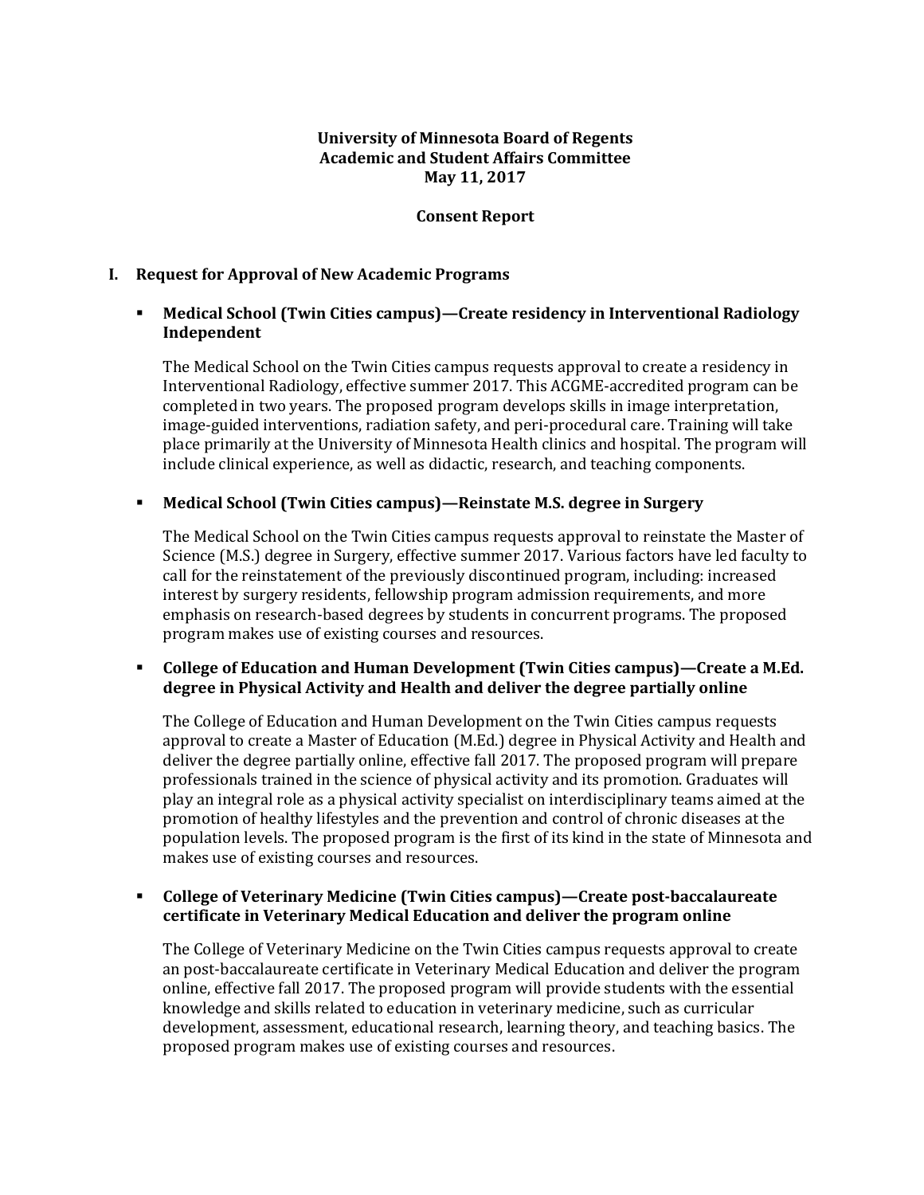**University of Minnesota Board of Regents**
**Academic and Student Affairs Committee**
**May 11, 2017**

**Consent Report**

## I. Request for Approval of New Academic Programs

- **Medical School (Twin Cities campus)—Create residency in Interventional Radiology Independent**

  The Medical School on the Twin Cities campus requests approval to create a residency in Interventional Radiology, effective summer 2017. This ACGME-accredited program can be completed in two years. The proposed program develops skills in image interpretation, image-guided interventions, radiation safety, and peri-procedural care. Training will take place primarily at the University of Minnesota Health clinics and hospital. The program will include clinical experience, as well as didactic, research, and teaching components.

- **Medical School (Twin Cities campus)—Reinstate M.S. degree in Surgery**

  The Medical School on the Twin Cities campus requests approval to reinstate the Master of Science (M.S.) degree in Surgery, effective summer 2017. Various factors have led faculty to call for the reinstatement of the previously discontinued program, including: increased interest by surgery residents, fellowship program admission requirements, and more emphasis on research-based degrees by students in concurrent programs. The proposed program makes use of existing courses and resources.

- **College of Education and Human Development (Twin Cities campus)—Create a M.Ed. degree in Physical Activity and Health and deliver the degree partially online**

  The College of Education and Human Development on the Twin Cities campus requests approval to create a Master of Education (M.Ed.) degree in Physical Activity and Health and deliver the degree partially online, effective fall 2017. The proposed program will prepare professionals trained in the science of physical activity and its promotion. Graduates will play an integral role as a physical activity specialist on interdisciplinary teams aimed at the promotion of healthy lifestyles and the prevention and control of chronic diseases at the population levels. The proposed program is the first of its kind in the state of Minnesota and makes use of existing courses and resources.

- **College of Veterinary Medicine (Twin Cities campus)—Create post-baccalaureate certificate in Veterinary Medical Education and deliver the program online**

  The College of Veterinary Medicine on the Twin Cities campus requests approval to create an post-baccalaureate certificate in Veterinary Medical Education and deliver the program online, effective fall 2017. The proposed program will provide students with the essential knowledge and skills related to education in veterinary medicine, such as curricular development, assessment, educational research, learning theory, and teaching basics. The proposed program makes use of existing courses and resources.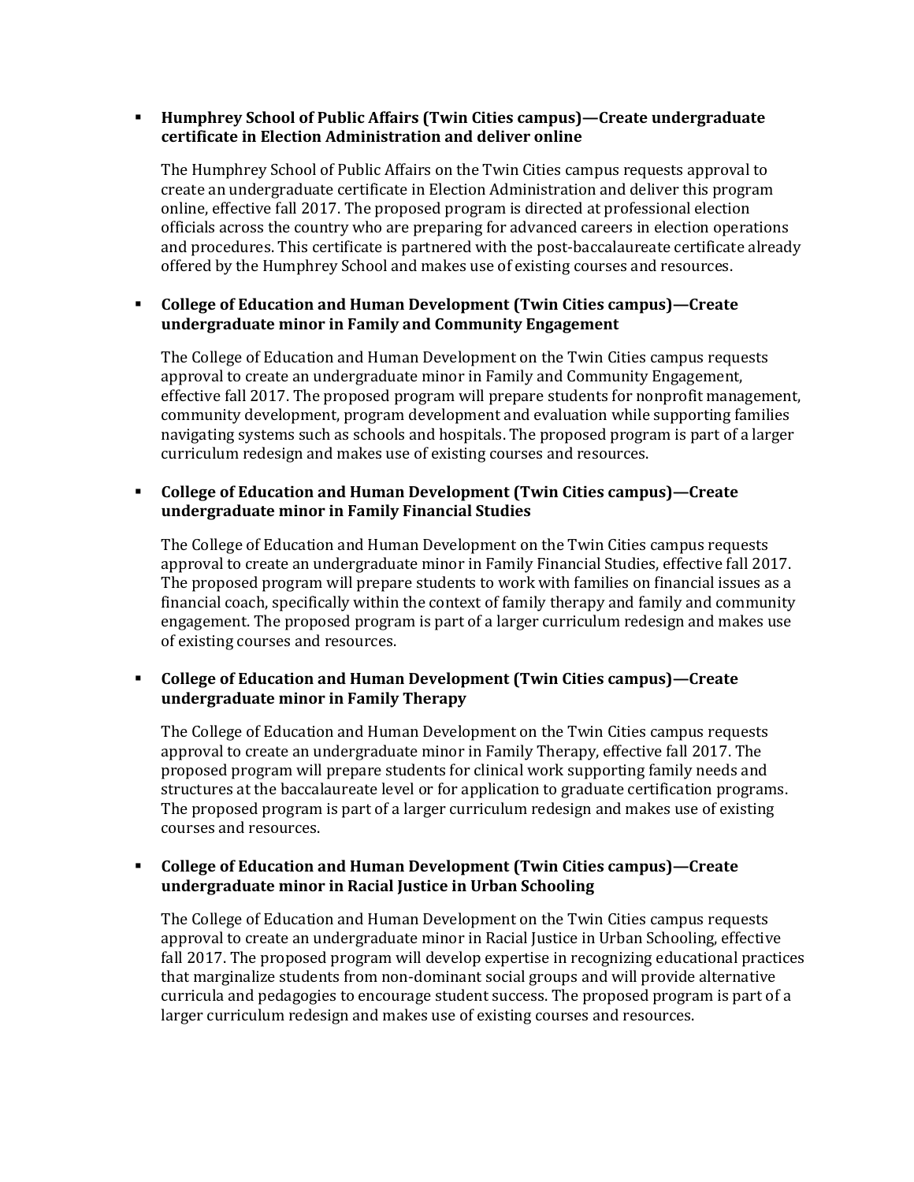- **Humphrey School of Public Affairs (Twin Cities campus)—Create undergraduate certificate in Election Administration and deliver online**

  The Humphrey School of Public Affairs on the Twin Cities campus requests approval to create an undergraduate certificate in Election Administration and deliver this program online, effective fall 2017. The proposed program is directed at professional election officials across the country who are preparing for advanced careers in election operations and procedures. This certificate is partnered with the post-baccalaureate certificate already offered by the Humphrey School and makes use of existing courses and resources.

- **College of Education and Human Development (Twin Cities campus)—Create undergraduate minor in Family and Community Engagement**

  The College of Education and Human Development on the Twin Cities campus requests approval to create an undergraduate minor in Family and Community Engagement, effective fall 2017. The proposed program will prepare students for nonprofit management, community development, program development and evaluation while supporting families navigating systems such as schools and hospitals. The proposed program is part of a larger curriculum redesign and makes use of existing courses and resources.

- **College of Education and Human Development (Twin Cities campus)—Create undergraduate minor in Family Financial Studies**

  The College of Education and Human Development on the Twin Cities campus requests approval to create an undergraduate minor in Family Financial Studies, effective fall 2017. The proposed program will prepare students to work with families on financial issues as a financial coach, specifically within the context of family therapy and family and community engagement. The proposed program is part of a larger curriculum redesign and makes use of existing courses and resources.

- **College of Education and Human Development (Twin Cities campus)—Create undergraduate minor in Family Therapy**

  The College of Education and Human Development on the Twin Cities campus requests approval to create an undergraduate minor in Family Therapy, effective fall 2017. The proposed program will prepare students for clinical work supporting family needs and structures at the baccalaureate level or for application to graduate certification programs. The proposed program is part of a larger curriculum redesign and makes use of existing courses and resources.

- **College of Education and Human Development (Twin Cities campus)—Create undergraduate minor in Racial Justice in Urban Schooling**

  The College of Education and Human Development on the Twin Cities campus requests approval to create an undergraduate minor in Racial Justice in Urban Schooling, effective fall 2017. The proposed program will develop expertise in recognizing educational practices that marginalize students from non-dominant social groups and will provide alternative curricula and pedagogies to encourage student success. The proposed program is part of a larger curriculum redesign and makes use of existing courses and resources.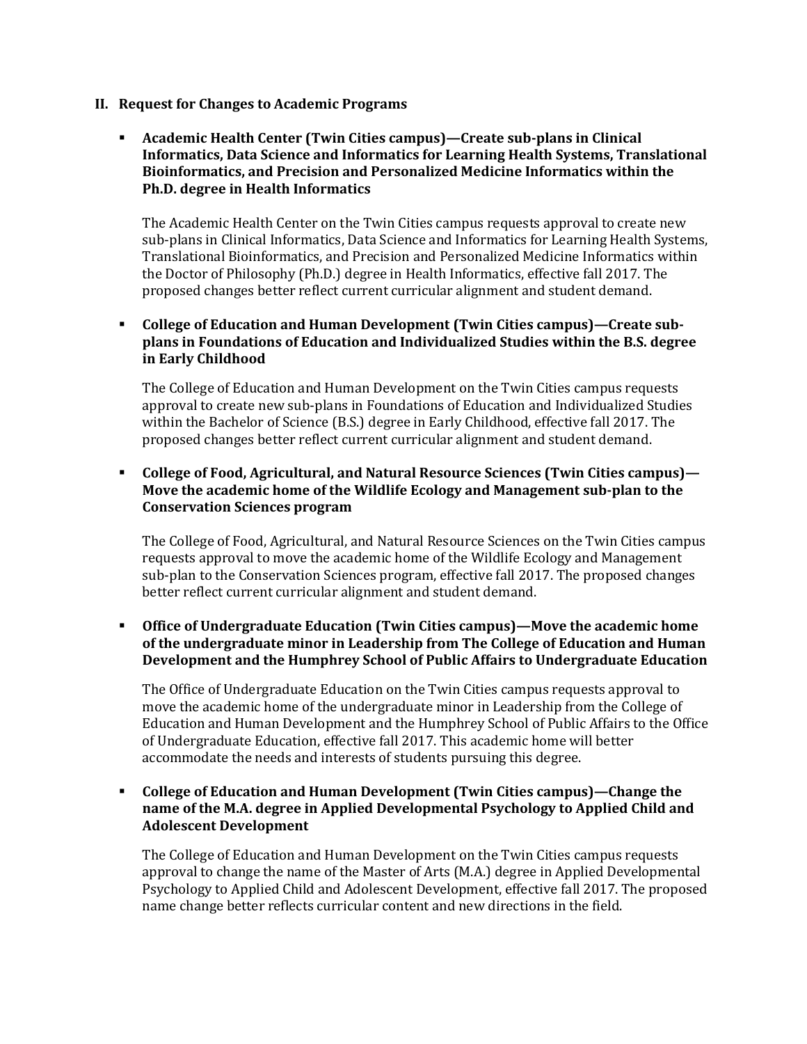## II. Request for Changes to Academic Programs

- **Academic Health Center (Twin Cities campus)—Create sub-plans in Clinical Informatics, Data Science and Informatics for Learning Health Systems, Translational Bioinformatics, and Precision and Personalized Medicine Informatics within the Ph.D. degree in Health Informatics**

  The Academic Health Center on the Twin Cities campus requests approval to create new sub-plans in Clinical Informatics, Data Science and Informatics for Learning Health Systems, Translational Bioinformatics, and Precision and Personalized Medicine Informatics within the Doctor of Philosophy (Ph.D.) degree in Health Informatics, effective fall 2017. The proposed changes better reflect current curricular alignment and student demand.

- **College of Education and Human Development (Twin Cities campus)—Create sub-plans in Foundations of Education and Individualized Studies within the B.S. degree in Early Childhood**

  The College of Education and Human Development on the Twin Cities campus requests approval to create new sub-plans in Foundations of Education and Individualized Studies within the Bachelor of Science (B.S.) degree in Early Childhood, effective fall 2017. The proposed changes better reflect current curricular alignment and student demand.

- **College of Food, Agricultural, and Natural Resource Sciences (Twin Cities campus)—Move the academic home of the Wildlife Ecology and Management sub-plan to the Conservation Sciences program**

  The College of Food, Agricultural, and Natural Resource Sciences on the Twin Cities campus requests approval to move the academic home of the Wildlife Ecology and Management sub-plan to the Conservation Sciences program, effective fall 2017. The proposed changes better reflect current curricular alignment and student demand.

- **Office of Undergraduate Education (Twin Cities campus)—Move the academic home of the undergraduate minor in Leadership from The College of Education and Human Development and the Humphrey School of Public Affairs to Undergraduate Education**

  The Office of Undergraduate Education on the Twin Cities campus requests approval to move the academic home of the undergraduate minor in Leadership from the College of Education and Human Development and the Humphrey School of Public Affairs to the Office of Undergraduate Education, effective fall 2017. This academic home will better accommodate the needs and interests of students pursuing this degree.

- **College of Education and Human Development (Twin Cities campus)—Change the name of the M.A. degree in Applied Developmental Psychology to Applied Child and Adolescent Development**

  The College of Education and Human Development on the Twin Cities campus requests approval to change the name of the Master of Arts (M.A.) degree in Applied Developmental Psychology to Applied Child and Adolescent Development, effective fall 2017. The proposed name change better reflects curricular content and new directions in the field.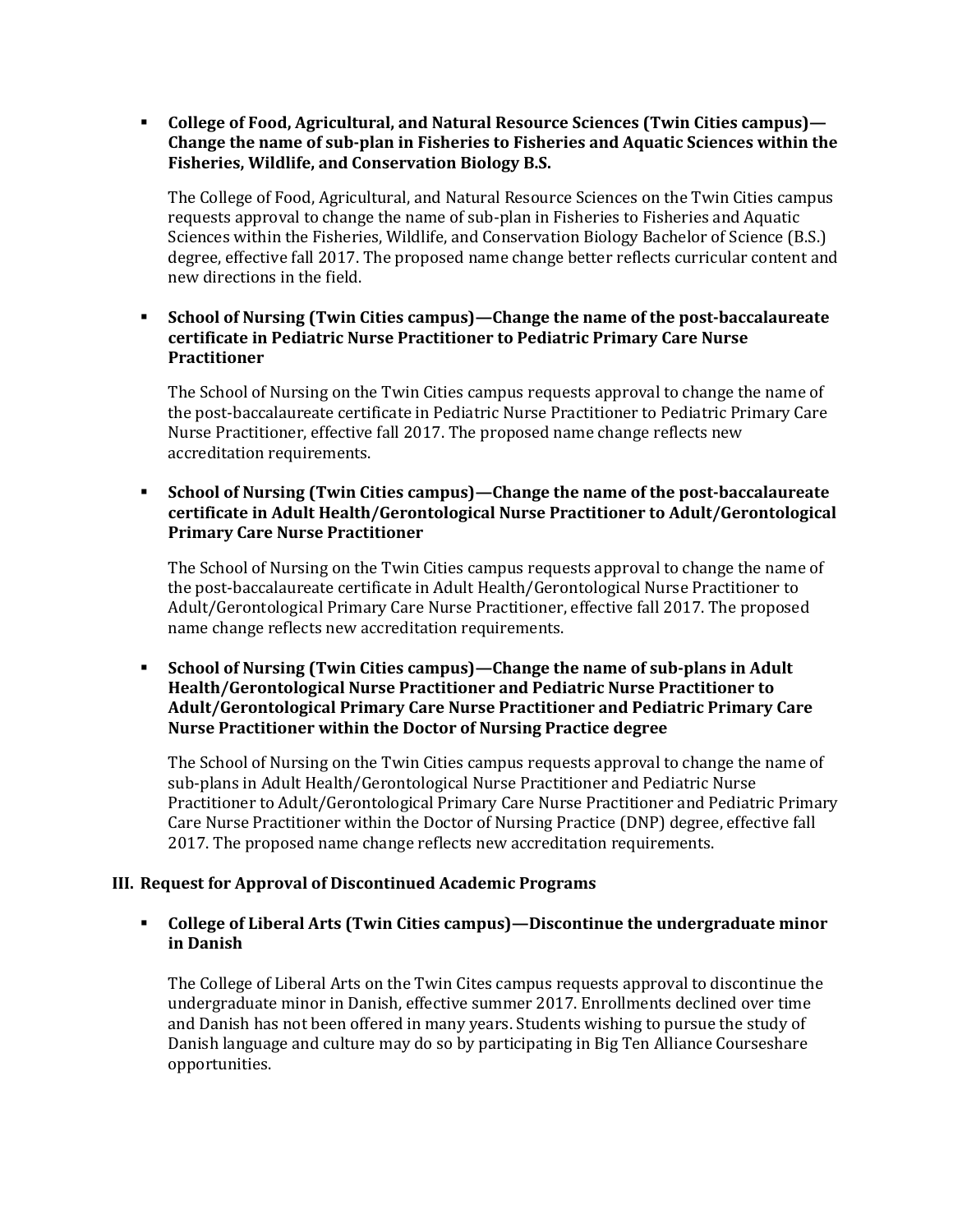- **College of Food, Agricultural, and Natural Resource Sciences (Twin Cities campus)—Change the name of sub-plan in Fisheries to Fisheries and Aquatic Sciences within the Fisheries, Wildlife, and Conservation Biology B.S.**

  The College of Food, Agricultural, and Natural Resource Sciences on the Twin Cities campus requests approval to change the name of sub-plan in Fisheries to Fisheries and Aquatic Sciences within the Fisheries, Wildlife, and Conservation Biology Bachelor of Science (B.S.) degree, effective fall 2017. The proposed name change better reflects curricular content and new directions in the field.

- **School of Nursing (Twin Cities campus)—Change the name of the post-baccalaureate certificate in Pediatric Nurse Practitioner to Pediatric Primary Care Nurse Practitioner**

  The School of Nursing on the Twin Cities campus requests approval to change the name of the post-baccalaureate certificate in Pediatric Nurse Practitioner to Pediatric Primary Care Nurse Practitioner, effective fall 2017. The proposed name change reflects new accreditation requirements.

- **School of Nursing (Twin Cities campus)—Change the name of the post-baccalaureate certificate in Adult Health/Gerontological Nurse Practitioner to Adult/Gerontological Primary Care Nurse Practitioner**

  The School of Nursing on the Twin Cities campus requests approval to change the name of the post-baccalaureate certificate in Adult Health/Gerontological Nurse Practitioner to Adult/Gerontological Primary Care Nurse Practitioner, effective fall 2017. The proposed name change reflects new accreditation requirements.

- **School of Nursing (Twin Cities campus)—Change the name of sub-plans in Adult Health/Gerontological Nurse Practitioner and Pediatric Nurse Practitioner to Adult/Gerontological Primary Care Nurse Practitioner and Pediatric Primary Care Nurse Practitioner within the Doctor of Nursing Practice degree**

  The School of Nursing on the Twin Cities campus requests approval to change the name of sub-plans in Adult Health/Gerontological Nurse Practitioner and Pediatric Nurse Practitioner to Adult/Gerontological Primary Care Nurse Practitioner and Pediatric Primary Care Nurse Practitioner within the Doctor of Nursing Practice (DNP) degree, effective fall 2017. The proposed name change reflects new accreditation requirements.

### III. Request for Approval of Discontinued Academic Programs

- **College of Liberal Arts (Twin Cities campus)—Discontinue the undergraduate minor in Danish**

  The College of Liberal Arts on the Twin Cites campus requests approval to discontinue the undergraduate minor in Danish, effective summer 2017. Enrollments declined over time and Danish has not been offered in many years. Students wishing to pursue the study of Danish language and culture may do so by participating in Big Ten Alliance Courseshare opportunities.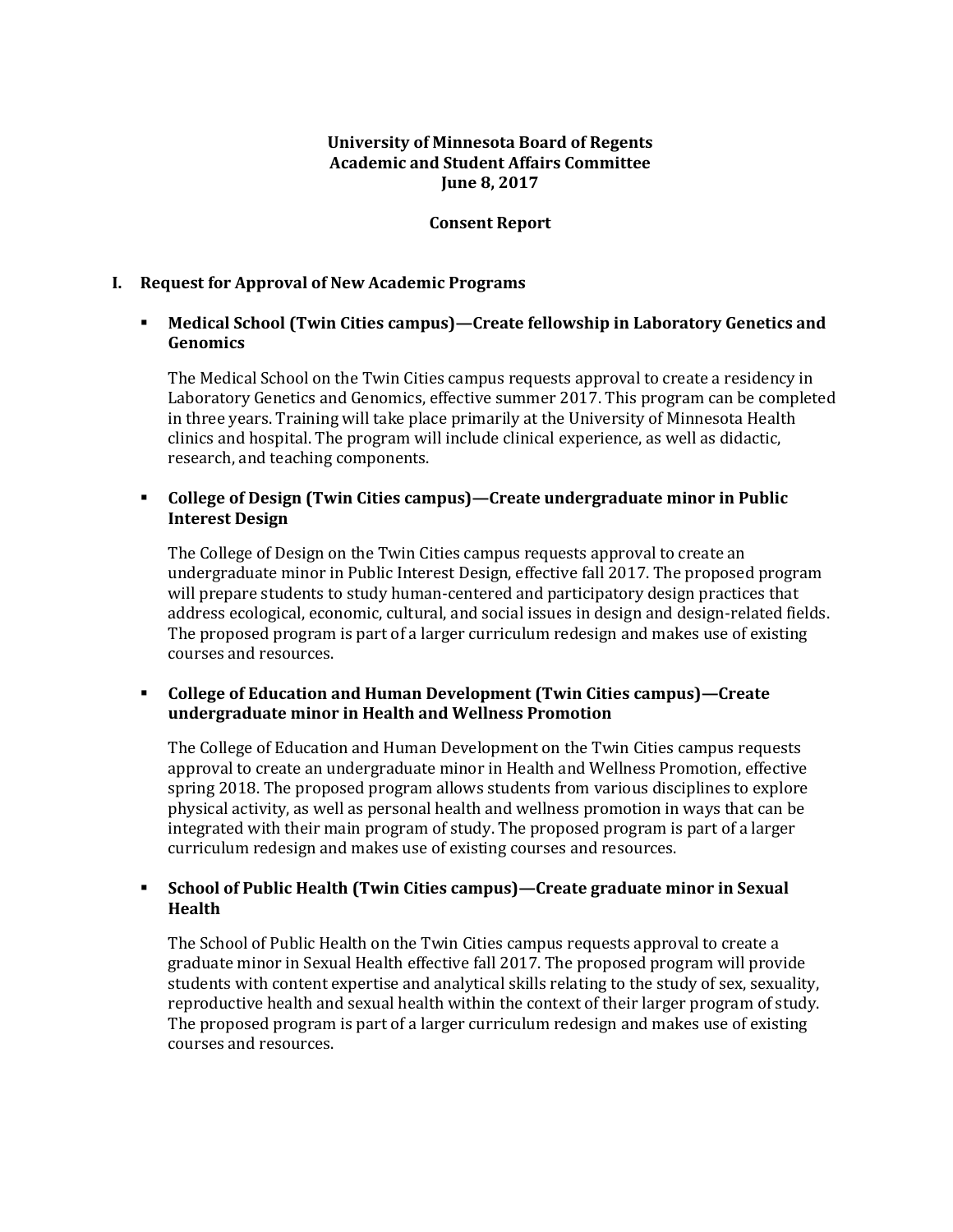**University of Minnesota Board of Regents**
**Academic and Student Affairs Committee**
**June 8, 2017**

**Consent Report**

## I. Request for Approval of New Academic Programs

- **Medical School (Twin Cities campus)—Create fellowship in Laboratory Genetics and Genomics**

  The Medical School on the Twin Cities campus requests approval to create a residency in Laboratory Genetics and Genomics, effective summer 2017. This program can be completed in three years. Training will take place primarily at the University of Minnesota Health clinics and hospital. The program will include clinical experience, as well as didactic, research, and teaching components.

- **College of Design (Twin Cities campus)—Create undergraduate minor in Public Interest Design**

  The College of Design on the Twin Cities campus requests approval to create an undergraduate minor in Public Interest Design, effective fall 2017. The proposed program will prepare students to study human-centered and participatory design practices that address ecological, economic, cultural, and social issues in design and design-related fields. The proposed program is part of a larger curriculum redesign and makes use of existing courses and resources.

- **College of Education and Human Development (Twin Cities campus)—Create undergraduate minor in Health and Wellness Promotion**

  The College of Education and Human Development on the Twin Cities campus requests approval to create an undergraduate minor in Health and Wellness Promotion, effective spring 2018. The proposed program allows students from various disciplines to explore physical activity, as well as personal health and wellness promotion in ways that can be integrated with their main program of study. The proposed program is part of a larger curriculum redesign and makes use of existing courses and resources.

- **School of Public Health (Twin Cities campus)—Create graduate minor in Sexual Health**

  The School of Public Health on the Twin Cities campus requests approval to create a graduate minor in Sexual Health effective fall 2017. The proposed program will provide students with content expertise and analytical skills relating to the study of sex, sexuality, reproductive health and sexual health within the context of their larger program of study. The proposed program is part of a larger curriculum redesign and makes use of existing courses and resources.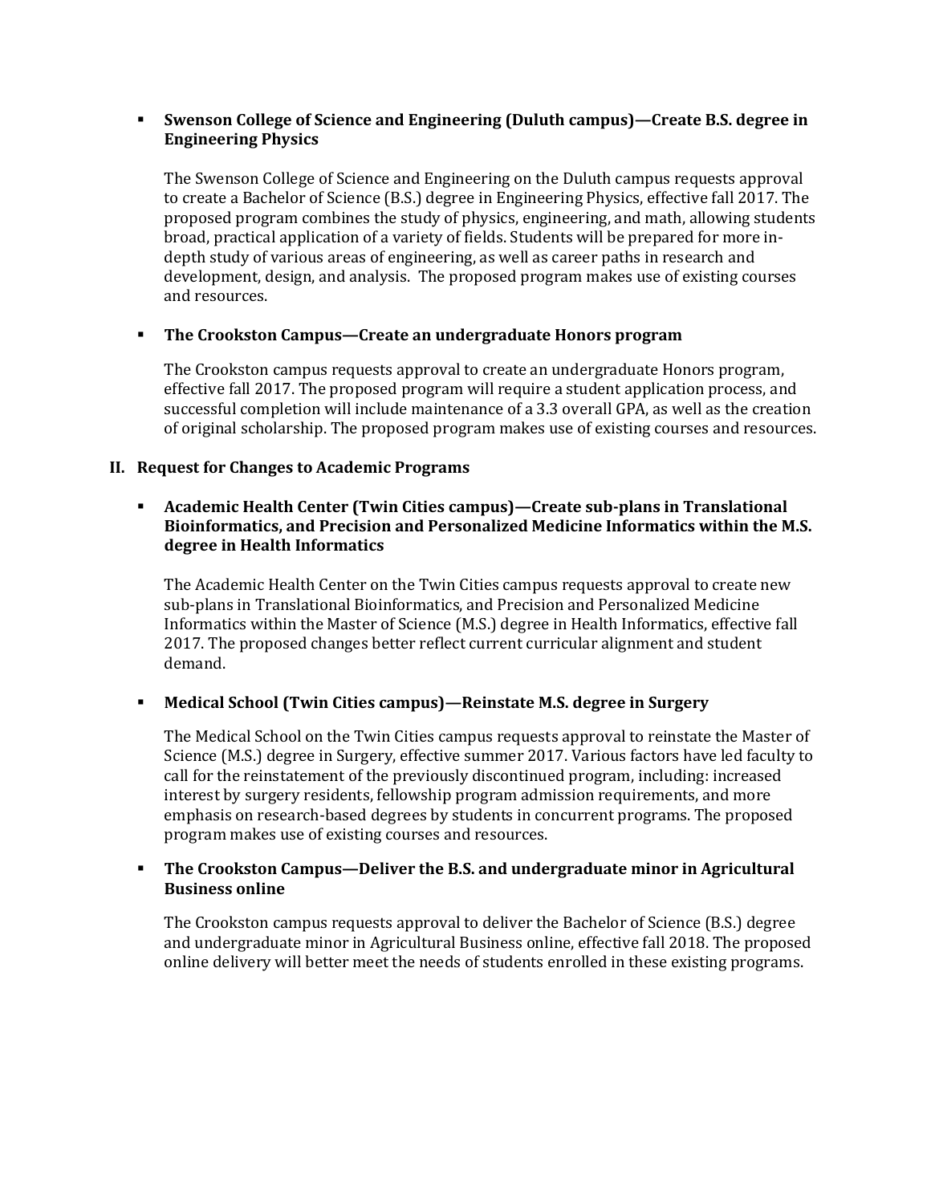- **Swenson College of Science and Engineering (Duluth campus)—Create B.S. degree in Engineering Physics**

  The Swenson College of Science and Engineering on the Duluth campus requests approval to create a Bachelor of Science (B.S.) degree in Engineering Physics, effective fall 2017. The proposed program combines the study of physics, engineering, and math, allowing students broad, practical application of a variety of fields. Students will be prepared for more in-depth study of various areas of engineering, as well as career paths in research and development, design, and analysis. The proposed program makes use of existing courses and resources.

- **The Crookston Campus—Create an undergraduate Honors program**

  The Crookston campus requests approval to create an undergraduate Honors program, effective fall 2017. The proposed program will require a student application process, and successful completion will include maintenance of a 3.3 overall GPA, as well as the creation of original scholarship. The proposed program makes use of existing courses and resources.

## II. Request for Changes to Academic Programs

- **Academic Health Center (Twin Cities campus)—Create sub-plans in Translational Bioinformatics, and Precision and Personalized Medicine Informatics within the M.S. degree in Health Informatics**

  The Academic Health Center on the Twin Cities campus requests approval to create new sub-plans in Translational Bioinformatics, and Precision and Personalized Medicine Informatics within the Master of Science (M.S.) degree in Health Informatics, effective fall 2017. The proposed changes better reflect current curricular alignment and student demand.

- **Medical School (Twin Cities campus)—Reinstate M.S. degree in Surgery**

  The Medical School on the Twin Cities campus requests approval to reinstate the Master of Science (M.S.) degree in Surgery, effective summer 2017. Various factors have led faculty to call for the reinstatement of the previously discontinued program, including: increased interest by surgery residents, fellowship program admission requirements, and more emphasis on research-based degrees by students in concurrent programs. The proposed program makes use of existing courses and resources.

- **The Crookston Campus—Deliver the B.S. and undergraduate minor in Agricultural Business online**

  The Crookston campus requests approval to deliver the Bachelor of Science (B.S.) degree and undergraduate minor in Agricultural Business online, effective fall 2018. The proposed online delivery will better meet the needs of students enrolled in these existing programs.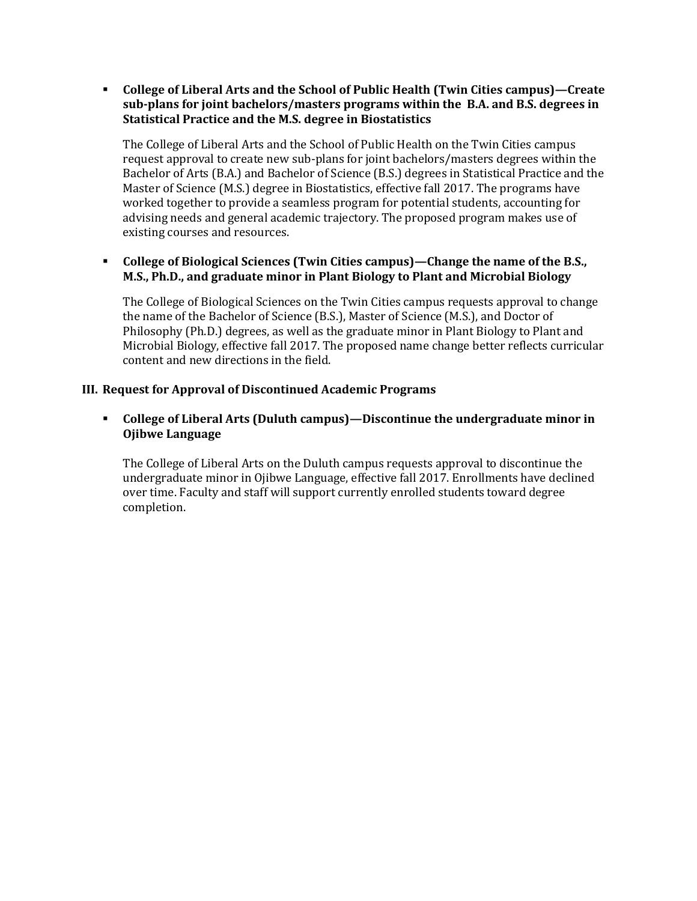- **College of Liberal Arts and the School of Public Health (Twin Cities campus)—Create sub-plans for joint bachelors/masters programs within the B.A. and B.S. degrees in Statistical Practice and the M.S. degree in Biostatistics**

  The College of Liberal Arts and the School of Public Health on the Twin Cities campus request approval to create new sub-plans for joint bachelors/masters degrees within the Bachelor of Arts (B.A.) and Bachelor of Science (B.S.) degrees in Statistical Practice and the Master of Science (M.S.) degree in Biostatistics, effective fall 2017. The programs have worked together to provide a seamless program for potential students, accounting for advising needs and general academic trajectory. The proposed program makes use of existing courses and resources.

- **College of Biological Sciences (Twin Cities campus)—Change the name of the B.S., M.S., Ph.D., and graduate minor in Plant Biology to Plant and Microbial Biology**

  The College of Biological Sciences on the Twin Cities campus requests approval to change the name of the Bachelor of Science (B.S.), Master of Science (M.S.), and Doctor of Philosophy (Ph.D.) degrees, as well as the graduate minor in Plant Biology to Plant and Microbial Biology, effective fall 2017. The proposed name change better reflects curricular content and new directions in the field.

### III. Request for Approval of Discontinued Academic Programs

- **College of Liberal Arts (Duluth campus)—Discontinue the undergraduate minor in Ojibwe Language**

  The College of Liberal Arts on the Duluth campus requests approval to discontinue the undergraduate minor in Ojibwe Language, effective fall 2017. Enrollments have declined over time. Faculty and staff will support currently enrolled students toward degree completion.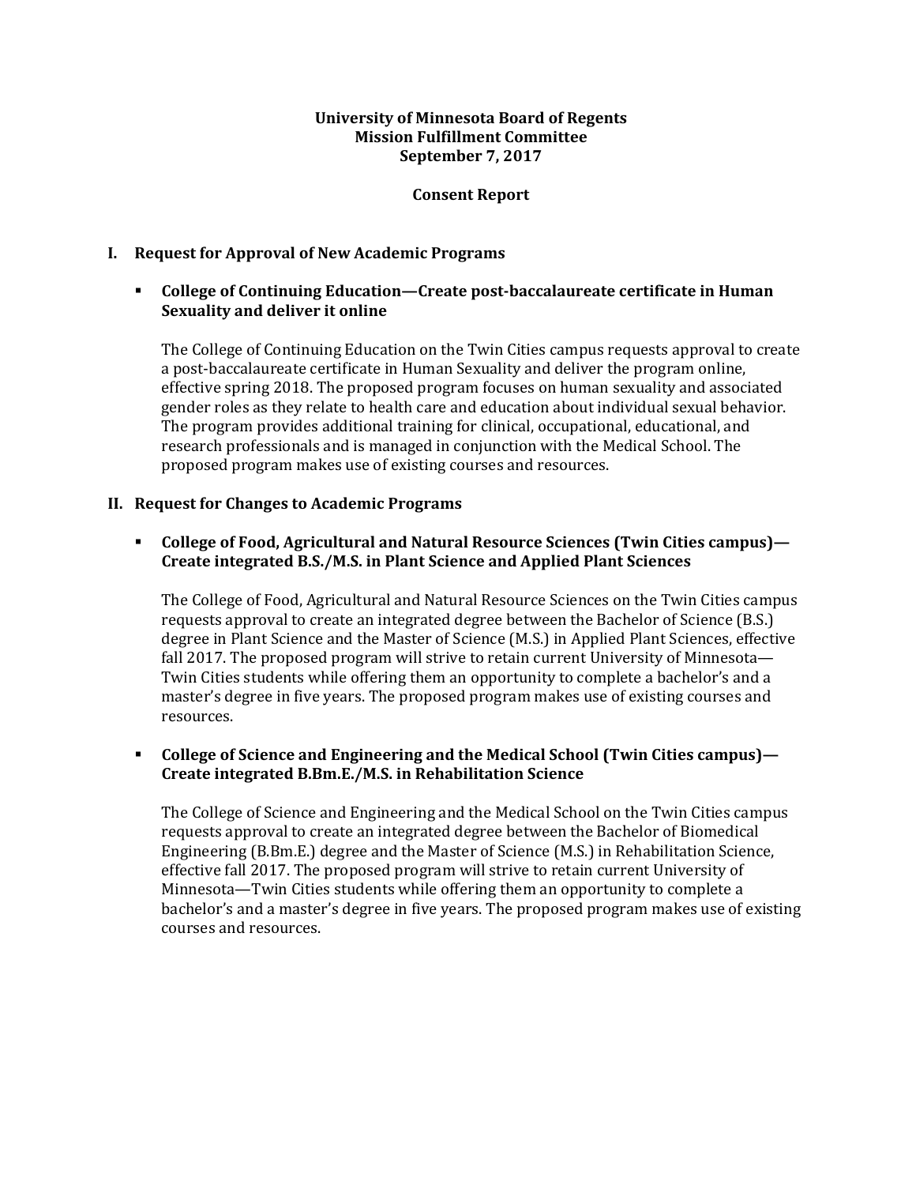**University of Minnesota Board of Regents**
**Mission Fulfillment Committee**
**September 7, 2017**

**Consent Report**

## I. Request for Approval of New Academic Programs

- **College of Continuing Education—Create post-baccalaureate certificate in Human Sexuality and deliver it online**

  The College of Continuing Education on the Twin Cities campus requests approval to create a post-baccalaureate certificate in Human Sexuality and deliver the program online, effective spring 2018. The proposed program focuses on human sexuality and associated gender roles as they relate to health care and education about individual sexual behavior. The program provides additional training for clinical, occupational, educational, and research professionals and is managed in conjunction with the Medical School. The proposed program makes use of existing courses and resources.

## II. Request for Changes to Academic Programs

- **College of Food, Agricultural and Natural Resource Sciences (Twin Cities campus)—Create integrated B.S./M.S. in Plant Science and Applied Plant Sciences**

  The College of Food, Agricultural and Natural Resource Sciences on the Twin Cities campus requests approval to create an integrated degree between the Bachelor of Science (B.S.) degree in Plant Science and the Master of Science (M.S.) in Applied Plant Sciences, effective fall 2017. The proposed program will strive to retain current University of Minnesota—Twin Cities students while offering them an opportunity to complete a bachelor's and a master's degree in five years. The proposed program makes use of existing courses and resources.

- **College of Science and Engineering and the Medical School (Twin Cities campus)—Create integrated B.Bm.E./M.S. in Rehabilitation Science**

  The College of Science and Engineering and the Medical School on the Twin Cities campus requests approval to create an integrated degree between the Bachelor of Biomedical Engineering (B.Bm.E.) degree and the Master of Science (M.S.) in Rehabilitation Science, effective fall 2017. The proposed program will strive to retain current University of Minnesota—Twin Cities students while offering them an opportunity to complete a bachelor's and a master's degree in five years. The proposed program makes use of existing courses and resources.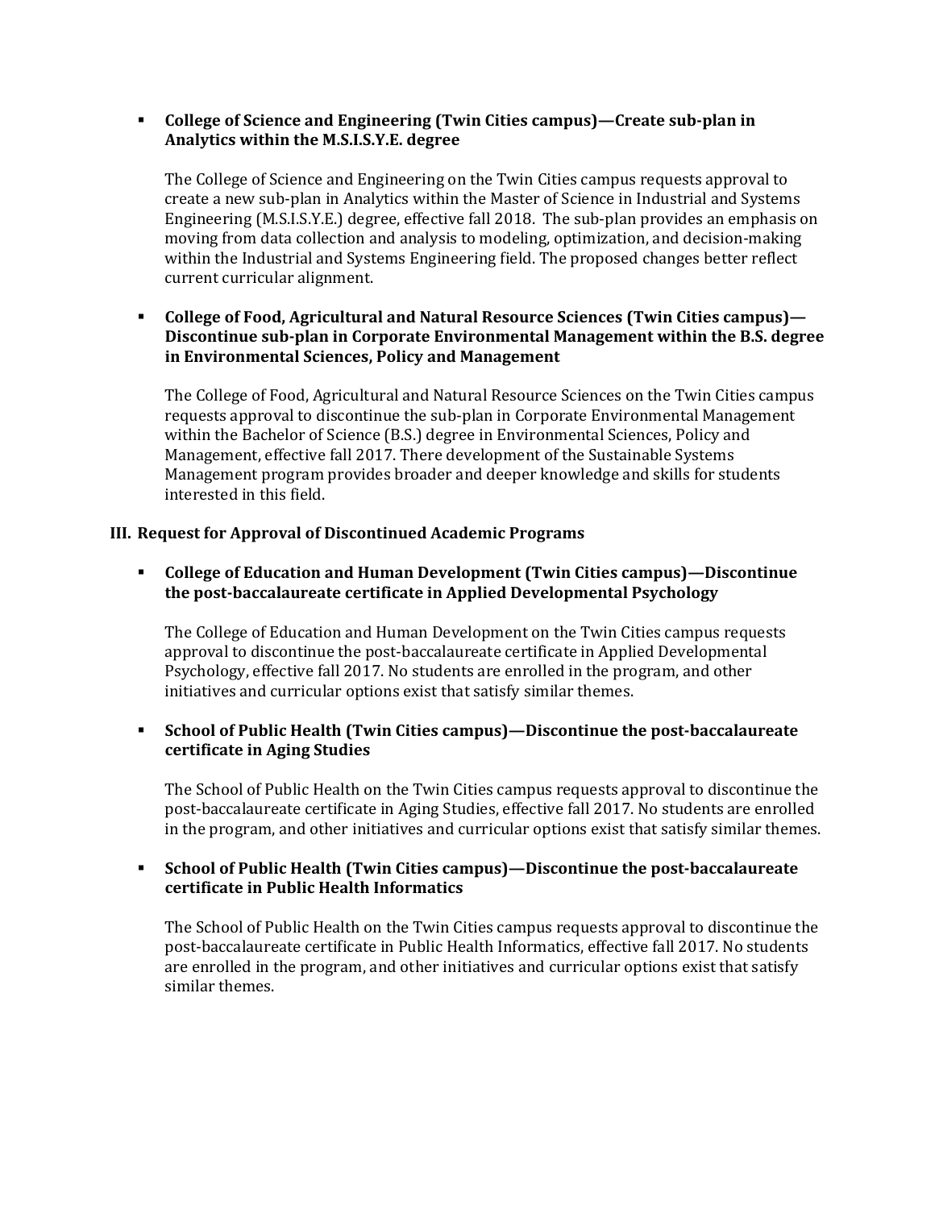- **College of Science and Engineering (Twin Cities campus)—Create sub-plan in Analytics within the M.S.I.S.Y.E. degree**

  The College of Science and Engineering on the Twin Cities campus requests approval to create a new sub-plan in Analytics within the Master of Science in Industrial and Systems Engineering (M.S.I.S.Y.E.) degree, effective fall 2018. The sub-plan provides an emphasis on moving from data collection and analysis to modeling, optimization, and decision-making within the Industrial and Systems Engineering field. The proposed changes better reflect current curricular alignment.

- **College of Food, Agricultural and Natural Resource Sciences (Twin Cities campus)—Discontinue sub-plan in Corporate Environmental Management within the B.S. degree in Environmental Sciences, Policy and Management**

  The College of Food, Agricultural and Natural Resource Sciences on the Twin Cities campus requests approval to discontinue the sub-plan in Corporate Environmental Management within the Bachelor of Science (B.S.) degree in Environmental Sciences, Policy and Management, effective fall 2017. There development of the Sustainable Systems Management program provides broader and deeper knowledge and skills for students interested in this field.

## III. Request for Approval of Discontinued Academic Programs

- **College of Education and Human Development (Twin Cities campus)—Discontinue the post-baccalaureate certificate in Applied Developmental Psychology**

  The College of Education and Human Development on the Twin Cities campus requests approval to discontinue the post-baccalaureate certificate in Applied Developmental Psychology, effective fall 2017. No students are enrolled in the program, and other initiatives and curricular options exist that satisfy similar themes.

- **School of Public Health (Twin Cities campus)—Discontinue the post-baccalaureate certificate in Aging Studies**

  The School of Public Health on the Twin Cities campus requests approval to discontinue the post-baccalaureate certificate in Aging Studies, effective fall 2017. No students are enrolled in the program, and other initiatives and curricular options exist that satisfy similar themes.

- **School of Public Health (Twin Cities campus)—Discontinue the post-baccalaureate certificate in Public Health Informatics**

  The School of Public Health on the Twin Cities campus requests approval to discontinue the post-baccalaureate certificate in Public Health Informatics, effective fall 2017. No students are enrolled in the program, and other initiatives and curricular options exist that satisfy similar themes.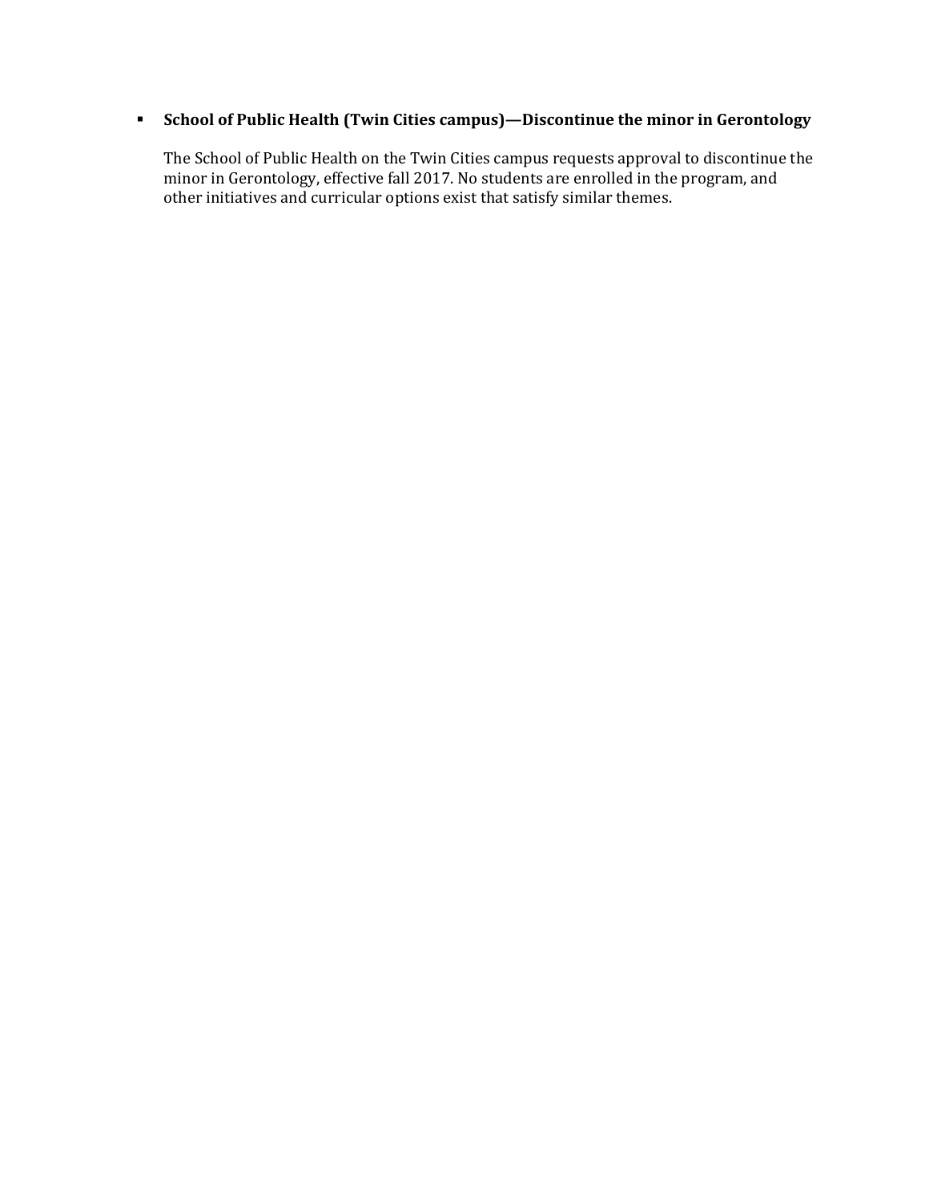- **School of Public Health (Twin Cities campus)—Discontinue the minor in Gerontology**

  The School of Public Health on the Twin Cities campus requests approval to discontinue the minor in Gerontology, effective fall 2017. No students are enrolled in the program, and other initiatives and curricular options exist that satisfy similar themes.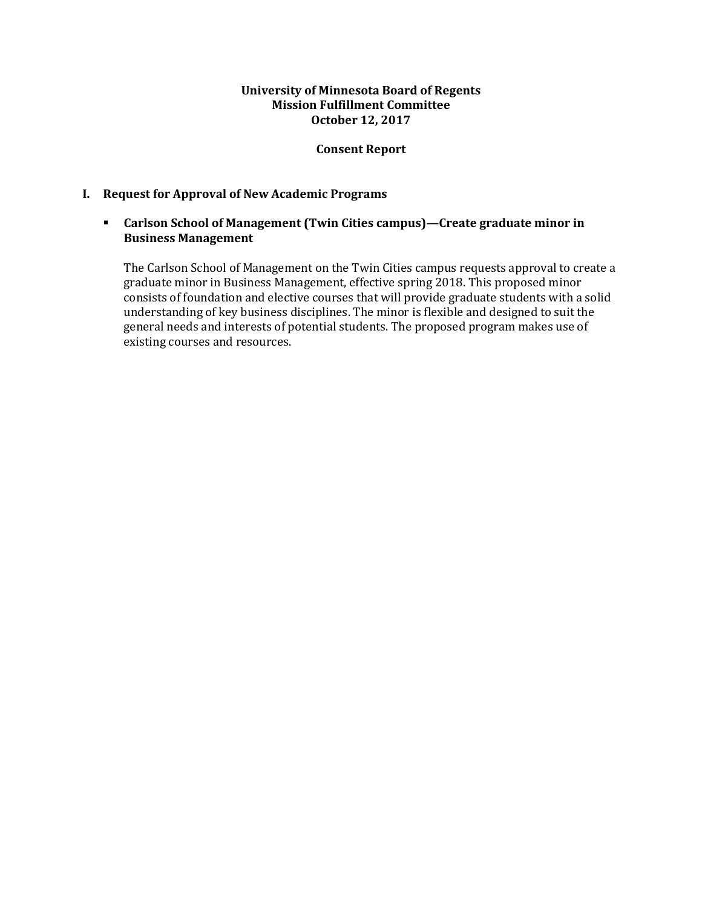**University of Minnesota Board of Regents**
**Mission Fulfillment Committee**
**October 12, 2017**

**Consent Report**

## I. Request for Approval of New Academic Programs

- **Carlson School of Management (Twin Cities campus)—Create graduate minor in Business Management**

  The Carlson School of Management on the Twin Cities campus requests approval to create a graduate minor in Business Management, effective spring 2018. This proposed minor consists of foundation and elective courses that will provide graduate students with a solid understanding of key business disciplines. The minor is flexible and designed to suit the general needs and interests of potential students. The proposed program makes use of existing courses and resources.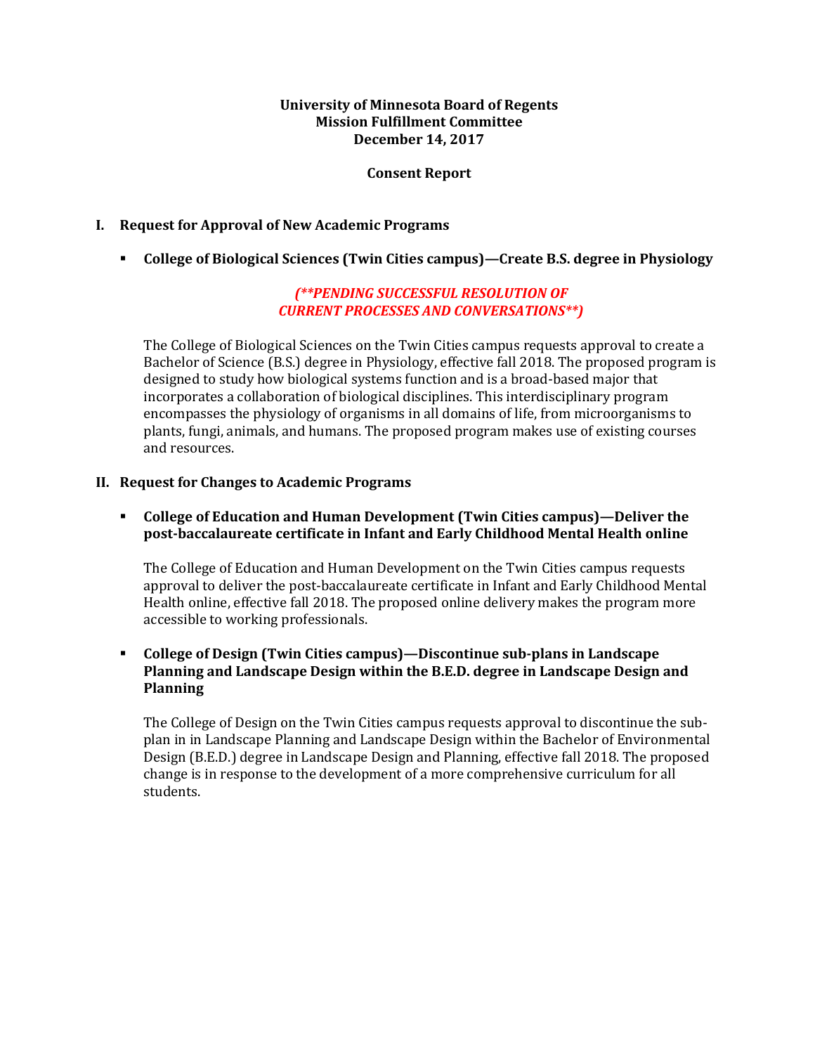**University of Minnesota Board of Regents**
**Mission Fulfillment Committee**
**December 14, 2017**

**Consent Report**

## I. Request for Approval of New Academic Programs

- **College of Biological Sciences (Twin Cities campus)—Create B.S. degree in Physiology**

***(**PENDING SUCCESSFUL RESOLUTION OF CURRENT PROCESSES AND CONVERSATIONS**)***

The College of Biological Sciences on the Twin Cities campus requests approval to create a Bachelor of Science (B.S.) degree in Physiology, effective fall 2018. The proposed program is designed to study how biological systems function and is a broad-based major that incorporates a collaboration of biological disciplines. This interdisciplinary program encompasses the physiology of organisms in all domains of life, from microorganisms to plants, fungi, animals, and humans. The proposed program makes use of existing courses and resources.

## II. Request for Changes to Academic Programs

- **College of Education and Human Development (Twin Cities campus)—Deliver the post-baccalaureate certificate in Infant and Early Childhood Mental Health online**

The College of Education and Human Development on the Twin Cities campus requests approval to deliver the post-baccalaureate certificate in Infant and Early Childhood Mental Health online, effective fall 2018. The proposed online delivery makes the program more accessible to working professionals.

- **College of Design (Twin Cities campus)—Discontinue sub-plans in Landscape Planning and Landscape Design within the B.E.D. degree in Landscape Design and Planning**

The College of Design on the Twin Cities campus requests approval to discontinue the sub-plan in in Landscape Planning and Landscape Design within the Bachelor of Environmental Design (B.E.D.) degree in Landscape Design and Planning, effective fall 2018. The proposed change is in response to the development of a more comprehensive curriculum for all students.